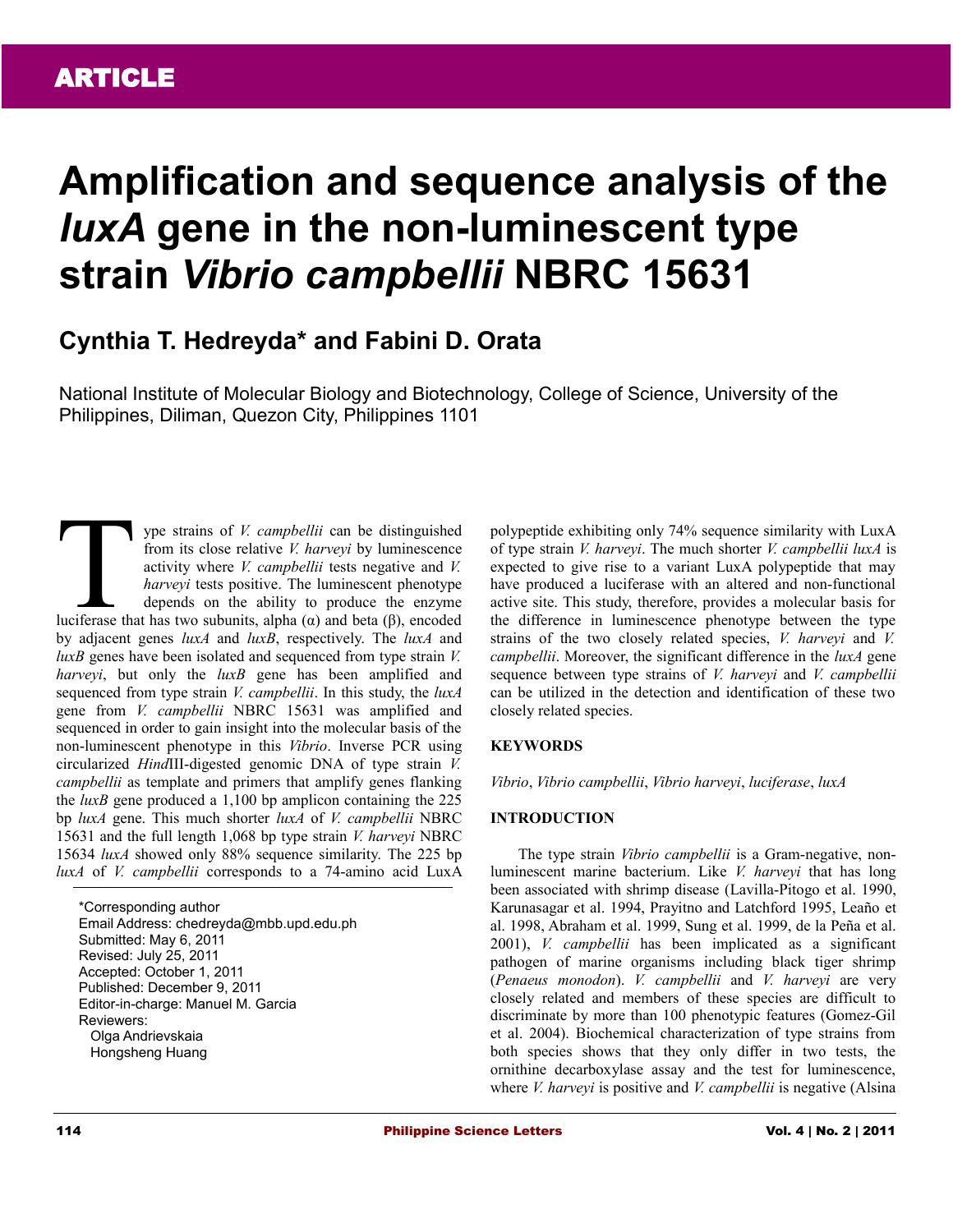ARTICLE

# Amplification and sequence analysis of the *luxA* gene in the non-luminescent type strain *Vibrio campbellii* NBRC 15631

## Cynthia T. Hedreyda* and Fabini D. Orata

National Institute of Molecular Biology and Biotechnology, College of Science, University of the Philippines, Diliman, Quezon City, Philippines 1101

Type strains of *V. campbellii* can be distinguished from its close relative *V. harveyi* by luminescence activity where *V. campbellii* tests negative and *V. harveyi* tests positive. The luminescent phenotype depends on the ability to produce the enzyme luciferase that has two subunits, alpha (α) and beta (β), encoded by adjacent genes *luxA* and *luxB*, respectively. The *luxA* and *luxB* genes have been isolated and sequenced from type strain *V. harveyi*, but only the *luxB* gene has been amplified and sequenced from type strain *V. campbellii*. In this study, the *luxA* gene from *V. campbellii* NBRC 15631 was amplified and sequenced in order to gain insight into the molecular basis of the non-luminescent phenotype in this *Vibrio*. Inverse PCR using circularized *Hind*III-digested genomic DNA of type strain *V. campbellii* as template and primers that amplify genes flanking the *luxB* gene produced a 1,100 bp amplicon containing the 225 bp *luxA* gene. This much shorter *luxA* of *V. campbellii* NBRC 15631 and the full length 1,068 bp type strain *V. harveyi* NBRC 15634 *luxA* showed only 88% sequence similarity. The 225 bp *luxA* of *V. campbellii* corresponds to a 74-amino acid LuxA polypeptide exhibiting only 74% sequence similarity with LuxA of type strain *V. harveyi*. The much shorter *V. campbellii luxA* is expected to give rise to a variant LuxA polypeptide that may have produced a luciferase with an altered and non-functional active site. This study, therefore, provides a molecular basis for the difference in luminescence phenotype between the type strains of the two closely related species, *V. harveyi* and *V. campbellii*. Moreover, the significant difference in the *luxA* gene sequence between type strains of *V. harveyi* and *V. campbellii* can be utilized in the detection and identification of these two closely related species.

*Corresponding author
Email Address: chedreyda@mbb.upd.edu.ph
Submitted: May 6, 2011
Revised: July 25, 2011
Accepted: October 1, 2011
Published: December 9, 2011
Editor-in-charge: Manuel M. Garcia
Reviewers:
Olga Andrievskaia
Hongsheng Huang

### KEYWORDS

*Vibrio*, *Vibrio campbellii*, *Vibrio harveyi*, *luciferase*, *luxA*

### INTRODUCTION

The type strain *Vibrio campbellii* is a Gram-negative, non-luminescent marine bacterium. Like *V. harveyi* that has long been associated with shrimp disease (Lavilla-Pitogo et al. 1990, Karunasagar et al. 1994, Prayitno and Latchford 1995, Leaño et al. 1998, Abraham et al. 1999, Sung et al. 1999, de la Peña et al. 2001), *V. campbellii* has been implicated as a significant pathogen of marine organisms including black tiger shrimp (*Penaeus monodon*). *V. campbellii* and *V. harveyi* are very closely related and members of these species are difficult to discriminate by more than 100 phenotypic features (Gomez-Gil et al. 2004). Biochemical characterization of type strains from both species shows that they only differ in two tests, the ornithine decarboxylase assay and the test for luminescence, where *V. harveyi* is positive and *V. campbellii* is negative (Alsina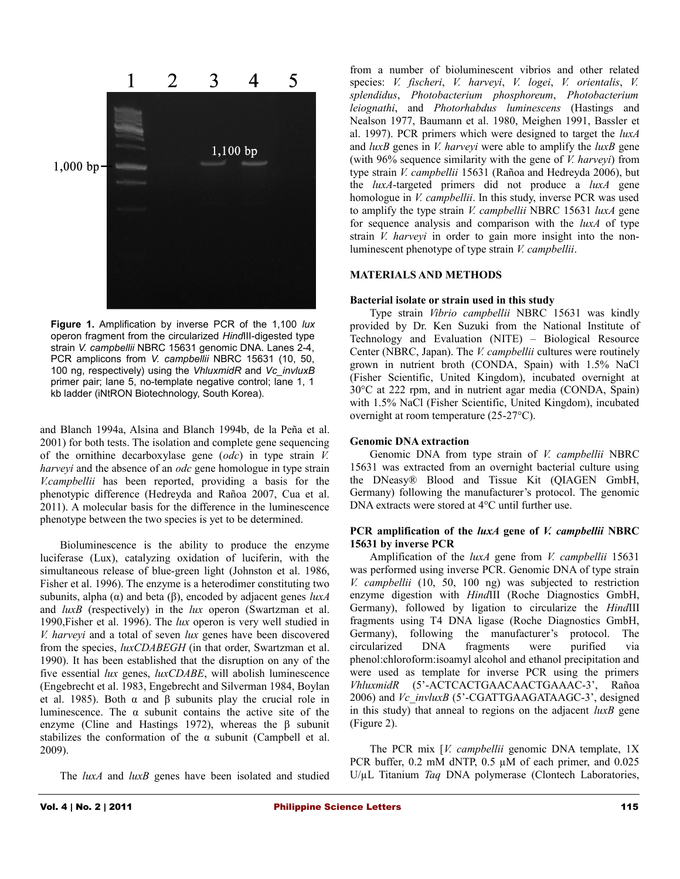Figure 1. Amplification by inverse PCR of the 1,100 *lux* operon fragment from the circularized *Hind*III-digested type strain *V. campbellii* NBRC 15631 genomic DNA. Lanes 2-4, PCR amplicons from *V. campbellii* NBRC 15631 (10, 50, 100 ng, respectively) using the *VhluxmidR* and *Vc_invluxB* primer pair; lane 5, no-template negative control; lane 1, 1 kb ladder (iNtRON Biotechnology, South Korea).

and Blanch 1994a, Alsina and Blanch 1994b, de la Peña et al. 2001) for both tests. The isolation and complete gene sequencing of the ornithine decarboxylase gene (*odc*) in type strain *V. harveyi* and the absence of an *odc* gene homologue in type strain *V.campbellii* has been reported, providing a basis for the phenotypic difference (Hedreyda and Rañoa 2007, Cua et al. 2011). A molecular basis for the difference in the luminescence phenotype between the two species is yet to be determined.

Bioluminescence is the ability to produce the enzyme luciferase (Lux), catalyzing oxidation of luciferin, with the simultaneous release of blue-green light (Johnston et al. 1986, Fisher et al. 1996). The enzyme is a heterodimer constituting two subunits, alpha (α) and beta (β), encoded by adjacent genes *luxA* and *luxB* (respectively) in the *lux* operon (Swartzman et al. 1990,Fisher et al. 1996). The *lux* operon is very well studied in *V. harveyi* and a total of seven *lux* genes have been discovered from the species, *luxCDABEGH* (in that order, Swartzman et al. 1990). It has been established that the disruption on any of the five essential *lux* genes, *luxCDABE*, will abolish luminescence (Engebrecht et al. 1983, Engebrecht and Silverman 1984, Boylan et al. 1985). Both α and β subunits play the crucial role in luminescence. The α subunit contains the active site of the enzyme (Cline and Hastings 1972), whereas the β subunit stabilizes the conformation of the α subunit (Campbell et al. 2009).

The *luxA* and *luxB* genes have been isolated and studied from a number of bioluminescent vibrios and other related species: *V. fischeri*, *V. harveyi*, *V. logei*, *V. orientalis*, *V. splendidus*, *Photobacterium phosphoreum*, *Photobacterium leiognathi*, and *Photorhabdus luminescens* (Hastings and Nealson 1977, Baumann et al. 1980, Meighen 1991, Bassler et al. 1997). PCR primers which were designed to target the *luxA* and *luxB* genes in *V. harveyi* were able to amplify the *luxB* gene (with 96% sequence similarity with the gene of *V. harveyi*) from type strain *V. campbellii* 15631 (Rañoa and Hedreyda 2006), but the *luxA*-targeted primers did not produce a *luxA* gene homologue in *V. campbellii*. In this study, inverse PCR was used to amplify the type strain *V. campbellii* NBRC 15631 *luxA* gene for sequence analysis and comparison with the *luxA* of type strain *V. harveyi* in order to gain more insight into the non-luminescent phenotype of type strain *V. campbellii*.

## MATERIALS AND METHODS

### Bacterial isolate or strain used in this study

Type strain *Vibrio campbellii* NBRC 15631 was kindly provided by Dr. Ken Suzuki from the National Institute of Technology and Evaluation (NITE) – Biological Resource Center (NBRC, Japan). The *V. campbellii* cultures were routinely grown in nutrient broth (CONDA, Spain) with 1.5% NaCl (Fisher Scientific, United Kingdom), incubated overnight at 30°C at 222 rpm, and in nutrient agar media (CONDA, Spain) with 1.5% NaCl (Fisher Scientific, United Kingdom), incubated overnight at room temperature (25-27°C).

### Genomic DNA extraction

Genomic DNA from type strain of *V. campbellii* NBRC 15631 was extracted from an overnight bacterial culture using the DNeasy® Blood and Tissue Kit (QIAGEN GmbH, Germany) following the manufacturer's protocol. The genomic DNA extracts were stored at 4°C until further use.

### PCR amplification of the *luxA* gene of *V. campbellii* NBRC 15631 by inverse PCR

Amplification of the *luxA* gene from *V. campbellii* 15631 was performed using inverse PCR. Genomic DNA of type strain *V. campbellii* (10, 50, 100 ng) was subjected to restriction enzyme digestion with *Hind*III (Roche Diagnostics GmbH, Germany), followed by ligation to circularize the *Hind*III fragments using T4 DNA ligase (Roche Diagnostics GmbH, Germany), following the manufacturer's protocol. The circularized DNA fragments were purified via phenol:chloroform:isoamyl alcohol and ethanol precipitation and were used as template for inverse PCR using the primers *VhluxmidR* (5'-ACTCACTGAACAACTGAAAC-3', Rañoa 2006) and *Vc_invluxB* (5'-CGATTGAAGATAAGC-3', designed in this study) that anneal to regions on the adjacent *luxB* gene (Figure 2).

The PCR mix [*V. campbellii* genomic DNA template, 1X PCR buffer, 0.2 mM dNTP, 0.5 μM of each primer, and 0.025 U/μL Titanium *Taq* DNA polymerase (Clontech Laboratories,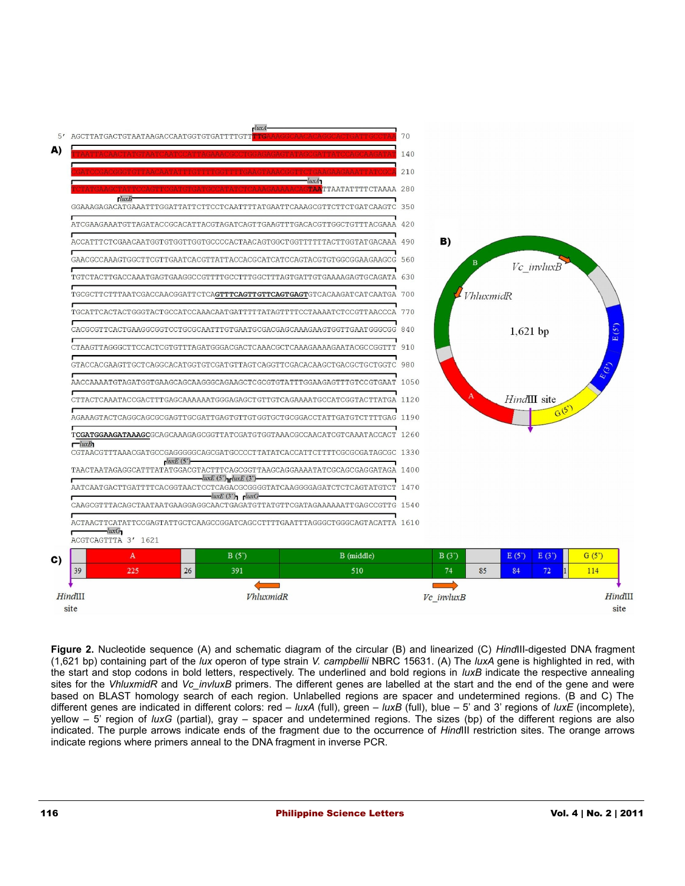**A)**

```
5' AGCTTATGACTGTAATAAGACCAATGGTGTGATTTTGTTTTGAAAGGCAACACAGGCACTGATTGCCTAA 70
TTAATTACAACTATGTAATCAATCCATTAGAAACGCCTGGAGAGAGTATAGCGATTATCCAGCAAGATAT 140
CGATCCGACGGGTGTTAACAATATTTGTTTTGGTTTTGAAGTAAACGGTTCTGAAGAAGAAATTATCGCA 210
TCTATGAAGCTATTCCAGTTCGATGTGATGCCATATCTCAAAGAAAAACAGTAATTAATATTTTCTAAAA 280
GGAAAGAGACATGAAATTTGGATTATTCTTCCTCAATTTTATGAATTCAAAGCGTTCTTCTGATCAAGTC 350
ATCGAAGAAATGTTAGATACCGCACATTACGTAGATCAGTTGAAGTTTGACACGTTGGCTGTTTACGAAA 420
ACCATTTCTCGAACAATGGTGTGGTTGGTGCCCCACTAACAGTGGCTGGTTTTTTACTTGGTATGACAAA 490
GAACGCCAAAGTGGCTTCGTTGAATCACGTTATTACCACGCATCATCCAGTACGTGTGGCGGAAGAAGCG 560
TGTCTACTTGACCAAATGAGTGAAGGCCGTTTTGCCTTTGGCTTTAGTGATTGTGAAAAGAGTGCAGATA 630
TGCGCTTCTTTAATCGACCAACGGATTCTCAGTTTCAGTTGTTCAGTGAGTGTCACAAGATCATCAATGA 700
TGCATTCACTACTGGGTACTGCCATCCAAACAATGATTTTTATAGTTTTCCTAAAATCTCCGTTAACCCA 770
CACGCGTTCACTGAAGGCGGTCCTGCGCAATTTGTGAATGCGACGAGCAAAGAAGTGGTTGAATGGGCGG 840
CTAAGTTAGGGCTTCCACTCGTGTTTAGATGGGACGACTCAAACGCTCAAAGAAAAGAATACGCCGGTTT 910
GTACCACGAAGTTGCTCAGGCACATGGTGTCGATGTTAGTCAGGTTCGACACAAGCTGACGCTGCTGGTC 980
AACCAAAATGTAGATGGTGAAGCAGCAAGGGCAGAAGCTCGCGTGTATTTGGAAGAGTTTGTCCGTGAAT 1050
CTTACTCAAATACCGACTTTGAGCAAAAAATGGGAGAGCTGTTGTCAGAAAATGCCATCGGTACTTATGA 1120
AGAAAGTACTCAGGCAGCGCGAGTTGCGATTGAGTGTTGTGGTGCTGCGGACCTATTGATGTCTTTTGAG 1190
TCGATGGAAGATAAAGCGCAGCAAAGAGCGGTTATCGATGTGGTAAACGCCAACATCGTCAAATACCACT 1260
CGTAACGTTTAAACGATGCCGAGGGGGGCAGCGATGCCCCTTATATCACCATTCTTTCGCGCGATAGCGC 1330
TAACTAATAGAGGCATTTATATGGACGTACTTCAGCGGTTAAGCAGGAAAATATCGCAGCGAGGATAGA 1400
AATCAATGACTTGATTTTCACGGTAACTCCTCAGACGCGGGGTATCAAGGGGAGATCTCTCAGTATGTCT 1470
CAAGCGTTTACAGCTAATAATGAAGGAGGCAACTGAGATGTTATGTTCGATAGAAAAAATTGAGCCGTTG 1540
ACTAACTTCATATTCCGAGTATTGCTCAAGCCGGATCAGCCTTTGAATTTAGGGCTGGGCAGTACATTA 1610
ACGTCAGTTTA 3' 1621
```

**B)** *Vc_invluxB*, *VhluxmidR*, 1,621 bp, *Hin*dIII site

**C)**

| | A | | B (5') | B (middle) | B (3') | | E (5') | E (3') | | G (5') |
|---|---|---|---|---|---|---|---|---|---|---|
| 39 | 225 | 26 | 391 | 510 | 74 | 85 | 84 | 72 | 1 | 114 |

*Hin*dIII site — *VhluxmidR* — *Vc_invluxB* — *Hin*dIII site

**Figure 2.** Nucleotide sequence (A) and schematic diagram of the circular (B) and linearized (C) *Hin*dIII-digested DNA fragment (1,621 bp) containing part of the *lux* operon of type strain *V. campbellii* NBRC 15631. (A) The *luxA* gene is highlighted in red, with the start and stop codons in bold letters, respectively. The underlined and bold regions in *luxB* indicate the respective annealing sites for the *VhluxmidR* and *Vc_invluxB* primers. The different genes are labelled at the start and the end of the gene and were based on BLAST homology search of each region. Unlabelled regions are spacer and undetermined regions. (B and C) The different genes are indicated in different colors: red – *luxA* (full), green – *luxB* (full), blue – 5' and 3' regions of *luxE* (incomplete), yellow – 5' region of *luxG* (partial), gray – spacer and undetermined regions. The sizes (bp) of the different regions are also indicated. The purple arrows indicate ends of the fragment due to the occurrence of *Hin*dIII restriction sites. The orange arrows indicate regions where primers anneal to the DNA fragment in inverse PCR.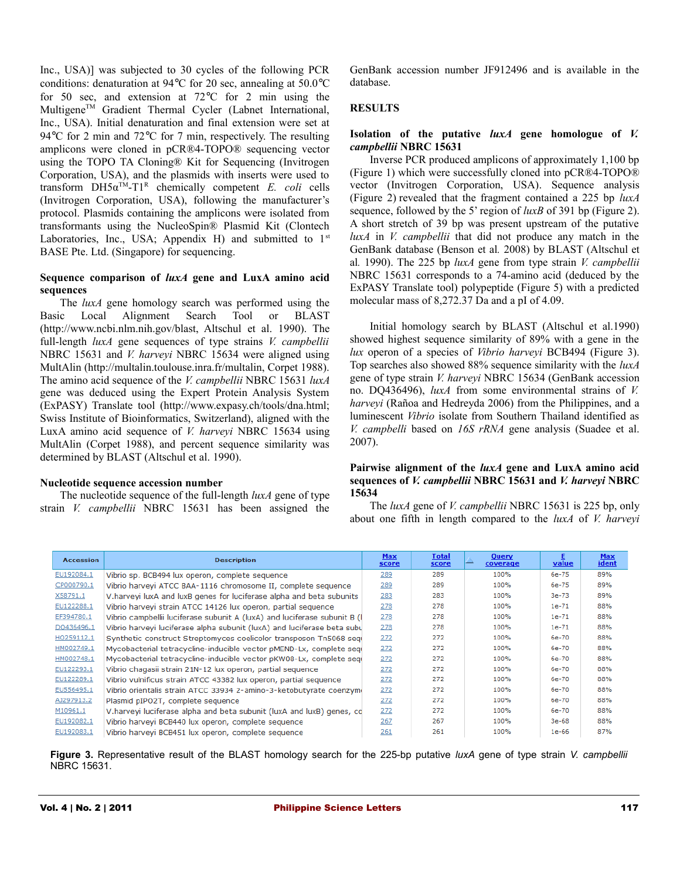Inc., USA)] was subjected to 30 cycles of the following PCR conditions: denaturation at 94°C for 20 sec, annealing at 50.0°C for 50 sec, and extension at 72°C for 2 min using the Multigene™ Gradient Thermal Cycler (Labnet International, Inc., USA). Initial denaturation and final extension were set at 94°C for 2 min and 72°C for 7 min, respectively. The resulting amplicons were cloned in pCR®4-TOPO® sequencing vector using the TOPO TA Cloning® Kit for Sequencing (Invitrogen Corporation, USA), and the plasmids with inserts were used to transform DH5α™-T1<sup>R</sup> chemically competent *E. coli* cells (Invitrogen Corporation, USA), following the manufacturer's protocol. Plasmids containing the amplicons were isolated from transformants using the NucleoSpin® Plasmid Kit (Clontech Laboratories, Inc., USA; Appendix H) and submitted to 1st BASE Pte. Ltd. (Singapore) for sequencing.

**Sequence comparison of *luxA* gene and LuxA amino acid sequences**

The *luxA* gene homology search was performed using the Basic Local Alignment Search Tool or BLAST (http://www.ncbi.nlm.nih.gov/blast, Altschul et al. 1990). The full-length *luxA* gene sequences of type strains *V. campbellii* NBRC 15631 and *V. harveyi* NBRC 15634 were aligned using MultAlin (http://multalin.toulouse.inra.fr/multalin, Corpet 1988). The amino acid sequence of the *V. campbellii* NBRC 15631 *luxA* gene was deduced using the Expert Protein Analysis System (ExPASY) Translate tool (http://www.expasy.ch/tools/dna.html; Swiss Institute of Bioinformatics, Switzerland), aligned with the LuxA amino acid sequence of *V. harveyi* NBRC 15634 using MultAlin (Corpet 1988), and percent sequence similarity was determined by BLAST (Altschul et al. 1990).

**Nucleotide sequence accession number**

The nucleotide sequence of the full-length *luxA* gene of type strain *V. campbellii* NBRC 15631 has been assigned the GenBank accession number JF912496 and is available in the database.

## RESULTS

**Isolation of the putative *luxA* gene homologue of *V. campbellii* NBRC 15631**

Inverse PCR produced amplicons of approximately 1,100 bp (Figure 1) which were successfully cloned into pCR®4-TOPO® vector (Invitrogen Corporation, USA). Sequence analysis (Figure 2) revealed that the fragment contained a 225 bp *luxA* sequence, followed by the 5' region of *luxB* of 391 bp (Figure 2). A short stretch of 39 bp was present upstream of the putative *luxA* in *V. campbellii* that did not produce any match in the GenBank database (Benson et al. 2008) by BLAST (Altschul et al. 1990). The 225 bp *luxA* gene from type strain *V. campbellii* NBRC 15631 corresponds to a 74-amino acid (deduced by the ExPASY Translate tool) polypeptide (Figure 5) with a predicted molecular mass of 8,272.37 Da and a pI of 4.09.

Initial homology search by BLAST (Altschul et al.1990) showed highest sequence similarity of 89% with a gene in the *lux* operon of a species of *Vibrio harveyi* BCB494 (Figure 3). Top searches also showed 88% sequence similarity with the *luxA* gene of type strain *V. harveyi* NBRC 15634 (GenBank accession no. DQ436496), *luxA* from some environmental strains of *V. harveyi* (Rañoa and Hedreyda 2006) from the Philippines, and a luminescent *Vibrio* isolate from Southern Thailand identified as *V. campbelli* based on *16S rRNA* gene analysis (Suadee et al. 2007).

**Pairwise alignment of the *luxA* gene and LuxA amino acid sequences of *V. campbellii* NBRC 15631 and *V. harveyi* NBRC 15634**

The *luxA* gene of *V. campbellii* NBRC 15631 is 225 bp, only about one fifth in length compared to the *luxA* of *V. harveyi*

| Accession | Description | Max score | Total score | Query coverage | E value | Max ident |
|---|---|---|---|---|---|---|
| EU192084.1 | Vibrio sp. BCB494 lux operon, complete sequence | 289 | 289 | 100% | 6e-75 | 89% |
| CP000790.1 | Vibrio harveyi ATCC BAA-1116 chromosome II, complete sequence | 289 | 289 | 100% | 6e-75 | 89% |
| X58791.1 | V.harveyi luxA and luxB genes for luciferase alpha and beta subunits | 283 | 283 | 100% | 3e-73 | 89% |
| EU122288.1 | Vibrio harveyi strain ATCC 14126 lux operon, partial sequence | 278 | 278 | 100% | 1e-71 | 88% |
| EF394780.1 | Vibrio campbellii luciferase subunit A (luxA) and luciferase subunit B (l | 278 | 278 | 100% | 1e-71 | 88% |
| DQ436496.1 | Vibrio harveyi luciferase alpha subunit (luxA) and luciferase beta subu | 278 | 278 | 100% | 1e-71 | 88% |
| HQ259112.1 | Synthetic construct Streptomyces coelicolor transposon Tn5068 seq | 272 | 272 | 100% | 6e-70 | 88% |
| HM002749.1 | Mycobacterial tetracycline-inducible vector pMEND-Lx, complete seq | 272 | 272 | 100% | 6e-70 | 88% |
| HM002748.1 | Mycobacterial tetracycline-inducible vector pKW08-Lx, complete seq | 272 | 272 | 100% | 6e-70 | 88% |
| EU122293.1 | Vibrio chagasii strain 21N-12 lux operon, partial sequence | 272 | 272 | 100% | 6e-70 | 88% |
| EU122289.1 | Vibrio vulnificus strain ATCC 43382 lux operon, partial sequence | 272 | 272 | 100% | 6e-70 | 88% |
| EU556495.1 | Vibrio orientalis strain ATCC 33934 2-amino-3-ketobutyrate coenzym | 272 | 272 | 100% | 6e-70 | 88% |
| AJ297913.2 | Plasmid pIPO2T, complete sequence | 272 | 272 | 100% | 6e-70 | 88% |
| M10961.1 | V.harveyi luciferase alpha and beta subunit (luxA and luxB) genes, co | 272 | 272 | 100% | 6e-70 | 88% |
| EU192082.1 | Vibrio harveyi BCB440 lux operon, complete sequence | 267 | 267 | 100% | 3e-68 | 88% |
| EU192083.1 | Vibrio harveyi BCB451 lux operon, complete sequence | 261 | 261 | 100% | 1e-66 | 87% |

**Figure 3.** Representative result of the BLAST homology search for the 225-bp putative *luxA* gene of type strain *V. campbellii* NBRC 15631.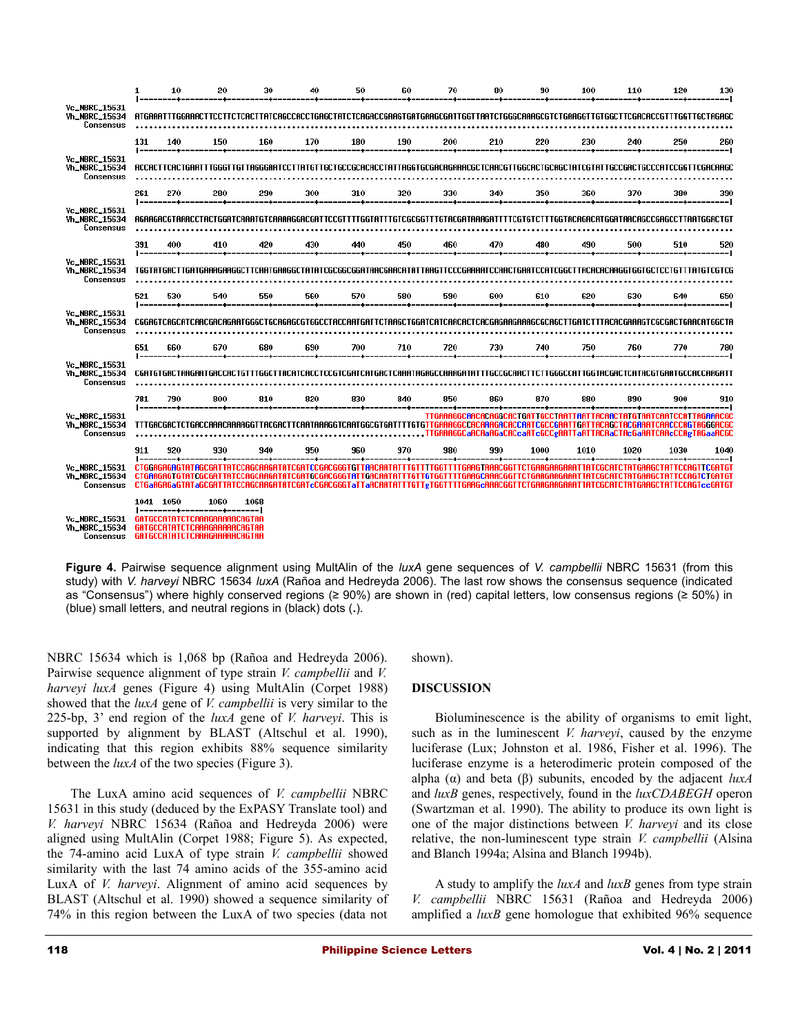**Figure 4.** Pairwise sequence alignment using MultAlin of the *luxA* gene sequences of *V. campbellii* NBRC 15631 (from this study) with *V. harveyi* NBRC 15634 *luxA* (Rañoa and Hedreyda 2006). The last row shows the consensus sequence (indicated as "Consensus") where highly conserved regions (≥ 90%) are shown in (red) capital letters, low consensus regions (≥ 50%) in (blue) small letters, and neutral regions in (black) dots (.).

NBRC 15634 which is 1,068 bp (Rañoa and Hedreyda 2006). Pairwise sequence alignment of type strain *V. campbellii* and *V. harveyi luxA* genes (Figure 4) using MultAlin (Corpet 1988) showed that the *luxA* gene of *V. campbellii* is very similar to the 225-bp, 3' end region of the *luxA* gene of *V. harveyi*. This is supported by alignment by BLAST (Altschul et al. 1990), indicating that this region exhibits 88% sequence similarity between the *luxA* of the two species (Figure 3).

The LuxA amino acid sequences of *V. campbellii* NBRC 15631 in this study (deduced by the ExPASY Translate tool) and *V. harveyi* NBRC 15634 (Rañoa and Hedreyda 2006) were aligned using MultAlin (Corpet 1988; Figure 5). As expected, the 74-amino acid LuxA of type strain *V. campbellii* showed similarity with the last 74 amino acids of the 355-amino acid LuxA of *V. harveyi*. Alignment of amino acid sequences by BLAST (Altschul et al. 1990) showed a sequence similarity of 74% in this region between the LuxA of two species (data not shown).

## DISCUSSION

Bioluminescence is the ability of organisms to emit light, such as in the luminescent *V. harveyi*, caused by the enzyme luciferase (Lux; Johnston et al. 1986, Fisher et al. 1996). The luciferase enzyme is a heterodimeric protein composed of the alpha (α) and beta (β) subunits, encoded by the adjacent *luxA* and *luxB* genes, respectively, found in the *luxCDABEGH* operon (Swartzman et al. 1990). The ability to produce its own light is one of the major distinctions between *V. harveyi* and its close relative, the non-luminescent type strain *V. campbellii* (Alsina and Blanch 1994a; Alsina and Blanch 1994b).

A study to amplify the *luxA* and *luxB* genes from type strain *V. campbellii* NBRC 15631 (Rañoa and Hedreyda 2006) amplified a *luxB* gene homologue that exhibited 96% sequence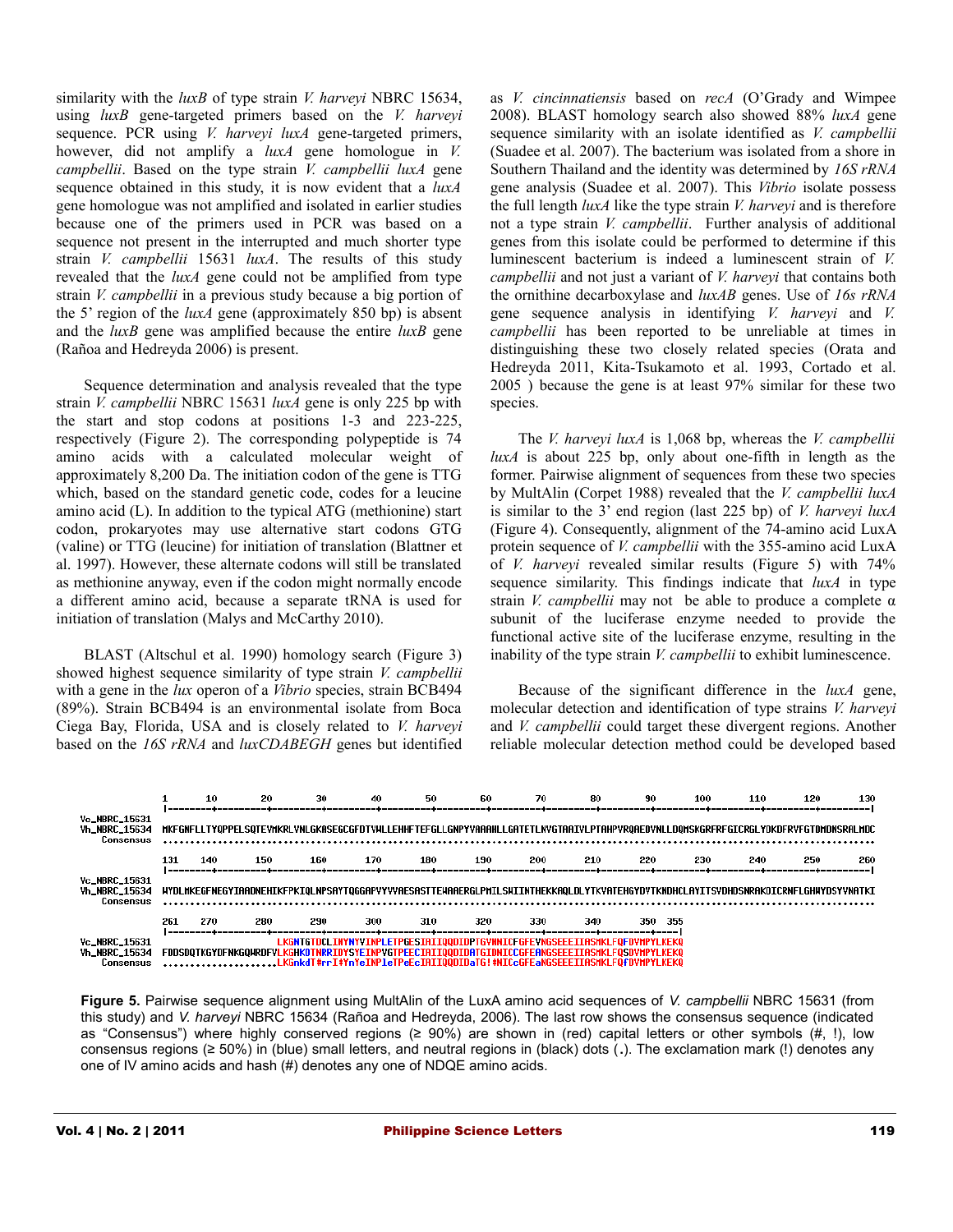similarity with the *luxB* of type strain *V. harveyi* NBRC 15634, using *luxB* gene-targeted primers based on the *V. harveyi* sequence. PCR using *V. harveyi luxA* gene-targeted primers, however, did not amplify a *luxA* gene homologue in *V. campbellii*. Based on the type strain *V. campbellii luxA* gene sequence obtained in this study, it is now evident that a *luxA* gene homologue was not amplified and isolated in earlier studies because one of the primers used in PCR was based on a sequence not present in the interrupted and much shorter type strain *V. campbellii* 15631 *luxA*. The results of this study revealed that the *luxA* gene could not be amplified from type strain *V. campbellii* in a previous study because a big portion of the 5' region of the *luxA* gene (approximately 850 bp) is absent and the *luxB* gene was amplified because the entire *luxB* gene (Rañoa and Hedreyda 2006) is present.

Sequence determination and analysis revealed that the type strain *V. campbellii* NBRC 15631 *luxA* gene is only 225 bp with the start and stop codons at positions 1-3 and 223-225, respectively (Figure 2). The corresponding polypeptide is 74 amino acids with a calculated molecular weight of approximately 8,200 Da. The initiation codon of the gene is TTG which, based on the standard genetic code, codes for a leucine amino acid (L). In addition to the typical ATG (methionine) start codon, prokaryotes may use alternative start codons GTG (valine) or TTG (leucine) for initiation of translation (Blattner et al. 1997). However, these alternate codons will still be translated as methionine anyway, even if the codon might normally encode a different amino acid, because a separate tRNA is used for initiation of translation (Malys and McCarthy 2010).

BLAST (Altschul et al. 1990) homology search (Figure 3) showed highest sequence similarity of type strain *V. campbellii* with a gene in the *lux* operon of a *Vibrio* species, strain BCB494 (89%). Strain BCB494 is an environmental isolate from Boca Ciega Bay, Florida, USA and is closely related to *V. harveyi* based on the *16S rRNA* and *luxCDABEGH* genes but identified as *V. cincinnatiensis* based on *recA* (O'Grady and Wimpee 2008). BLAST homology search also showed 88% *luxA* gene sequence similarity with an isolate identified as *V. campbellii* (Suadee et al. 2007). The bacterium was isolated from a shore in Southern Thailand and the identity was determined by *16S rRNA* gene analysis (Suadee et al. 2007). This *Vibrio* isolate possess the full length *luxA* like the type strain *V. harveyi* and is therefore not a type strain *V. campbellii*. Further analysis of additional genes from this isolate could be performed to determine if this luminescent bacterium is indeed a luminescent strain of *V. campbellii* and not just a variant of *V. harveyi* that contains both the ornithine decarboxylase and *luxAB* genes. Use of *16s rRNA* gene sequence analysis in identifying *V. harveyi* and *V. campbellii* has been reported to be unreliable at times in distinguishing these two closely related species (Orata and Hedreyda 2011, Kita-Tsukamoto et al. 1993, Cortado et al. 2005 ) because the gene is at least 97% similar for these two species.

The *V. harveyi luxA* is 1,068 bp, whereas the *V. campbellii luxA* is about 225 bp, only about one-fifth in length as the former. Pairwise alignment of sequences from these two species by MultAlin (Corpet 1988) revealed that the *V. campbellii luxA* is similar to the 3' end region (last 225 bp) of *V. harveyi luxA* (Figure 4). Consequently, alignment of the 74-amino acid LuxA protein sequence of *V. campbellii* with the 355-amino acid LuxA of *V. harveyi* revealed similar results (Figure 5) with 74% sequence similarity. This findings indicate that *luxA* in type strain *V. campbellii* may not be able to produce a complete α subunit of the luciferase enzyme needed to provide the functional active site of the luciferase enzyme, resulting in the inability of the type strain *V. campbellii* to exhibit luminescence.

Because of the significant difference in the *luxA* gene, molecular detection and identification of type strains *V. harveyi* and *V. campbellii* could target these divergent regions. Another reliable molecular detection method could be developed based

```
             1       10        20        30        40        50        60        70        80        90        100       110       120       130
             |--------+---------+---------+---------+---------+---------+---------+---------+---------+---------+---------+---------+---------|
Vc_NBRC_15631
Vh_NBRC_15634 MKFGNFLLTYQPPELSQTEVMKRLVNLGKASEGCGFDTVWLLEHHFTEFGLLGNPYVAAAHLLGATETLNVGTAAIVLPTAHPVRQAEDVNLLDQMSKGRFRFGICRGLYDKDFRVFGTDMDNSRALMDC
    Consensus ..................................................................................................................................

             131  140       150       160       170       180       190       200       210       220       230       240       250       260
             |--------+---------+---------+---------+---------+---------+---------+---------+---------+---------+---------+---------+---------|
Vc_NBRC_15631
Vh_NBRC_15634 WYDLMKEGFNEGYIAADNEHIKFPKIQLNPSAYTQGGAPVYVVAESASTTEWAAERGLPMILSWIINTHEKKAQLDLYTKVATEHGYDVTKNDHCLAYITSVDHDSNRAKDICRNFLGHWYDSYVNATKI
    Consensus ..................................................................................................................................

             261  270       280       290       300       310       320       330       340       350  355
             |--------+---------+---------+---------+---------+---------+---------+---------+---------+----|
Vc_NBRC_15631                     LKGNTGTDCLINYNYVINPLETPGESIAIIQQDIDPTGVMNICFGFEVNGSEEEIIASMKLFQFDVMPYLKEKQ
Vh_NBRC_15634 FDDSDQTKGYDFNKGQWRDFVLKGHKDTNRRIDYSYEINPVGTPEECIAIIQQDIDATGIDNICCGFEANGSEEEIIASMKLFQSDVMPYLKEKQ
    Consensus .....................LKGnkdT#rrI#YnYeINPleTPeEcIAIIQQDIDaTG!#NICcGFEaNGSEEEIIASMKLFQfDVMPYLKEKQ
```

**Figure 5.** Pairwise sequence alignment using MultAlin of the LuxA amino acid sequences of *V. campbellii* NBRC 15631 (from this study) and *V. harveyi* NBRC 15634 (Rañoa and Hedreyda, 2006). The last row shows the consensus sequence (indicated as "Consensus") where highly conserved regions (≥ 90%) are shown in (red) capital letters or other symbols (#, !), low consensus regions (≥ 50%) in (blue) small letters, and neutral regions in (black) dots (.). The exclamation mark (!) denotes any one of IV amino acids and hash (#) denotes any one of NDQE amino acids.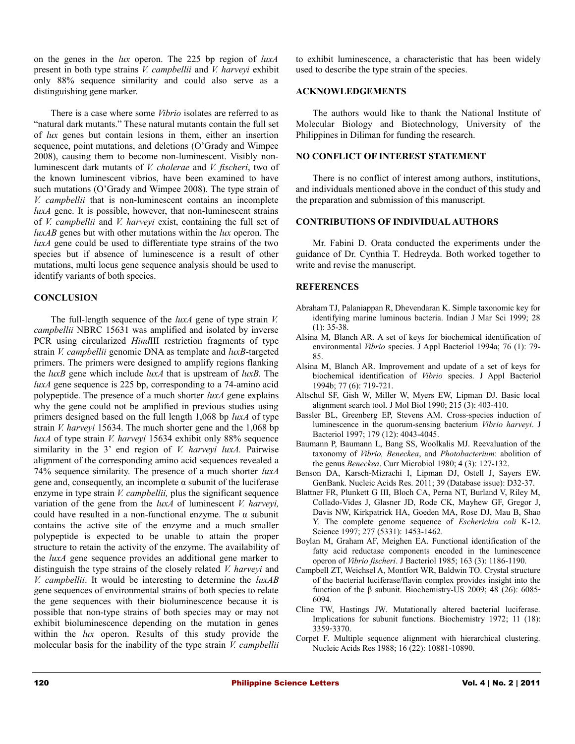on the genes in the *lux* operon. The 225 bp region of *luxA* present in both type strains *V. campbellii* and *V. harveyi* exhibit only 88% sequence similarity and could also serve as a distinguishing gene marker.

There is a case where some *Vibrio* isolates are referred to as "natural dark mutants." These natural mutants contain the full set of *lux* genes but contain lesions in them, either an insertion sequence, point mutations, and deletions (O'Grady and Wimpee 2008), causing them to become non-luminescent. Visibly non-luminescent dark mutants of *V. cholerae* and *V. fischeri*, two of the known luminescent vibrios, have been examined to have such mutations (O'Grady and Wimpee 2008). The type strain of *V. campbellii* that is non-luminescent contains an incomplete *luxA* gene. It is possible, however, that non-luminescent strains of *V. campbellii* and *V. harveyi* exist, containing the full set of *luxAB* genes but with other mutations within the *lux* operon. The *luxA* gene could be used to differentiate type strains of the two species but if absence of luminescence is a result of other mutations, multi locus gene sequence analysis should be used to identify variants of both species.

## CONCLUSION

The full-length sequence of the *luxA* gene of type strain *V. campbellii* NBRC 15631 was amplified and isolated by inverse PCR using circularized *Hind*III restriction fragments of type strain *V. campbellii* genomic DNA as template and *luxB*-targeted primers. The primers were designed to amplify regions flanking the *luxB* gene which include *luxA* that is upstream of *luxB.* The *luxA* gene sequence is 225 bp, corresponding to a 74-amino acid polypeptide. The presence of a much shorter *luxA* gene explains why the gene could not be amplified in previous studies using primers designed based on the full length 1,068 bp *luxA* of type strain *V. harveyi* 15634. The much shorter gene and the 1,068 bp *luxA* of type strain *V. harveyi* 15634 exhibit only 88% sequence similarity in the 3' end region of *V. harveyi luxA.* Pairwise alignment of the corresponding amino acid sequences revealed a 74% sequence similarity. The presence of a much shorter *luxA* gene and, consequently, an incomplete α subunit of the luciferase enzyme in type strain *V. campbellii,* plus the significant sequence variation of the gene from the *luxA* of luminescent *V. harveyi,* could have resulted in a non-functional enzyme. The α subunit contains the active site of the enzyme and a much smaller polypeptide is expected to be unable to attain the proper structure to retain the activity of the enzyme. The availability of the *luxA* gene sequence provides an additional gene marker to distinguish the type strains of the closely related *V. harveyi* and *V. campbellii*. It would be interesting to determine the *luxAB* gene sequences of environmental strains of both species to relate the gene sequences with their bioluminescence because it is possible that non-type strains of both species may or may not exhibit bioluminescence depending on the mutation in genes within the *lux* operon. Results of this study provide the molecular basis for the inability of the type strain *V. campbellii* to exhibit luminescence, a characteristic that has been widely used to describe the type strain of the species.

## ACKNOWLEDGEMENTS

The authors would like to thank the National Institute of Molecular Biology and Biotechnology, University of the Philippines in Diliman for funding the research.

## NO CONFLICT OF INTEREST STATEMENT

There is no conflict of interest among authors, institutions, and individuals mentioned above in the conduct of this study and the preparation and submission of this manuscript.

## CONTRIBUTIONS OF INDIVIDUAL AUTHORS

Mr. Fabini D. Orata conducted the experiments under the guidance of Dr. Cynthia T. Hedreyda. Both worked together to write and revise the manuscript.

## REFERENCES

Abraham TJ, Palaniappan R, Dhevendaran K. Simple taxonomic key for identifying marine luminous bacteria. Indian J Mar Sci 1999; 28 (1): 35-38.

Alsina M, Blanch AR. A set of keys for biochemical identification of environmental *Vibrio* species. J Appl Bacteriol 1994a; 76 (1): 79-85.

Alsina M, Blanch AR. Improvement and update of a set of keys for biochemical identification of *Vibrio* species. J Appl Bacteriol 1994b; 77 (6): 719-721.

Altschul SF, Gish W, Miller W, Myers EW, Lipman DJ. Basic local alignment search tool. J Mol Biol 1990; 215 (3): 403-410.

Bassler BL, Greenberg EP, Stevens AM. Cross-species induction of luminescence in the quorum-sensing bacterium *Vibrio harveyi*. J Bacteriol 1997; 179 (12): 4043-4045.

Baumann P, Baumann L, Bang SS, Woolkalis MJ. Reevaluation of the taxonomy of *Vibrio, Beneckea*, and *Photobacterium*: abolition of the genus *Beneckea*. Curr Microbiol 1980; 4 (3): 127-132.

Benson DA, Karsch-Mizrachi I, Lipman DJ, Ostell J, Sayers EW. GenBank. Nucleic Acids Res. 2011; 39 (Database issue): D32-37.

Blattner FR, Plunkett G III, Bloch CA, Perna NT, Burland V, Riley M, Collado-Vides J, Glasner JD, Rode CK, Mayhew GF, Gregor J, Davis NW, Kirkpatrick HA, Goeden MA, Rose DJ, Mau B, Shao Y. The complete genome sequence of *Escherichia coli* K-12. Science 1997; 277 (5331): 1453-1462.

Boylan M, Graham AF, Meighen EA. Functional identification of the fatty acid reductase components encoded in the luminescence operon of *Vibrio fischeri*. J Bacteriol 1985; 163 (3): 1186-1190.

Campbell ZT, Weichsel A, Montfort WR, Baldwin TO. Crystal structure of the bacterial luciferase/flavin complex provides insight into the function of the β subunit. Biochemistry-US 2009; 48 (26): 6085-6094.

Cline TW, Hastings JW. Mutationally altered bacterial luciferase. Implications for subunit functions. Biochemistry 1972; 11 (18): 3359-3370.

Corpet F. Multiple sequence alignment with hierarchical clustering. Nucleic Acids Res 1988; 16 (22): 10881-10890.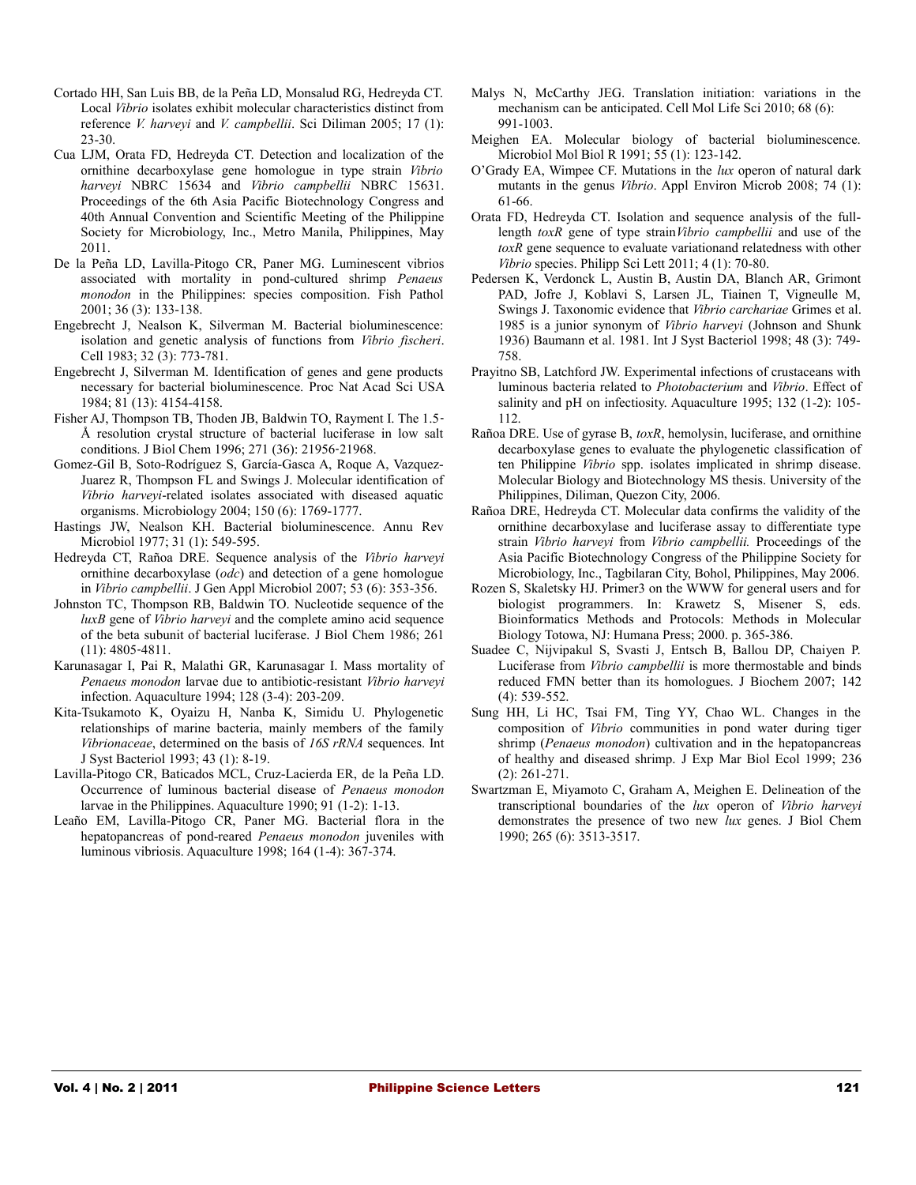Cortado HH, San Luis BB, de la Peña LD, Monsalud RG, Hedreyda CT. Local *Vibrio* isolates exhibit molecular characteristics distinct from reference *V. harveyi* and *V. campbellii*. Sci Diliman 2005; 17 (1): 23-30.

Cua LJM, Orata FD, Hedreyda CT. Detection and localization of the ornithine decarboxylase gene homologue in type strain *Vibrio harveyi* NBRC 15634 and *Vibrio campbellii* NBRC 15631. Proceedings of the 6th Asia Pacific Biotechnology Congress and 40th Annual Convention and Scientific Meeting of the Philippine Society for Microbiology, Inc., Metro Manila, Philippines, May 2011.

De la Peña LD, Lavilla-Pitogo CR, Paner MG. Luminescent vibrios associated with mortality in pond-cultured shrimp *Penaeus monodon* in the Philippines: species composition. Fish Pathol 2001; 36 (3): 133-138.

Engebrecht J, Nealson K, Silverman M. Bacterial bioluminescence: isolation and genetic analysis of functions from *Vibrio fischeri*. Cell 1983; 32 (3): 773-781.

Engebrecht J, Silverman M. Identification of genes and gene products necessary for bacterial bioluminescence. Proc Nat Acad Sci USA 1984; 81 (13): 4154-4158.

Fisher AJ, Thompson TB, Thoden JB, Baldwin TO, Rayment I. The 1.5-Å resolution crystal structure of bacterial luciferase in low salt conditions. J Biol Chem 1996; 271 (36): 21956-21968.

Gomez-Gil B, Soto-Rodríguez S, García-Gasca A, Roque A, Vazquez-Juarez R, Thompson FL and Swings J. Molecular identification of *Vibrio harveyi*-related isolates associated with diseased aquatic organisms. Microbiology 2004; 150 (6): 1769-1777.

Hastings JW, Nealson KH. Bacterial bioluminescence. Annu Rev Microbiol 1977; 31 (1): 549-595.

Hedreyda CT, Rañoa DRE. Sequence analysis of the *Vibrio harveyi* ornithine decarboxylase (*odc*) and detection of a gene homologue in *Vibrio campbellii*. J Gen Appl Microbiol 2007; 53 (6): 353-356.

Johnston TC, Thompson RB, Baldwin TO. Nucleotide sequence of the *luxB* gene of *Vibrio harveyi* and the complete amino acid sequence of the beta subunit of bacterial luciferase. J Biol Chem 1986; 261 (11): 4805-4811.

Karunasagar I, Pai R, Malathi GR, Karunasagar I. Mass mortality of *Penaeus monodon* larvae due to antibiotic-resistant *Vibrio harveyi* infection. Aquaculture 1994; 128 (3-4): 203-209.

Kita-Tsukamoto K, Oyaizu H, Nanba K, Simidu U. Phylogenetic relationships of marine bacteria, mainly members of the family *Vibrionaceae*, determined on the basis of *16S rRNA* sequences. Int J Syst Bacteriol 1993; 43 (1): 8-19.

Lavilla-Pitogo CR, Baticados MCL, Cruz-Lacierda ER, de la Peña LD. Occurrence of luminous bacterial disease of *Penaeus monodon* larvae in the Philippines. Aquaculture 1990; 91 (1-2): 1-13.

Leaño EM, Lavilla-Pitogo CR, Paner MG. Bacterial flora in the hepatopancreas of pond-reared *Penaeus monodon* juveniles with luminous vibriosis. Aquaculture 1998; 164 (1-4): 367-374.

Malys N, McCarthy JEG. Translation initiation: variations in the mechanism can be anticipated. Cell Mol Life Sci 2010; 68 (6): 991-1003.

Meighen EA. Molecular biology of bacterial bioluminescence. Microbiol Mol Biol R 1991; 55 (1): 123-142.

O'Grady EA, Wimpee CF. Mutations in the *lux* operon of natural dark mutants in the genus *Vibrio*. Appl Environ Microb 2008; 74 (1): 61-66.

Orata FD, Hedreyda CT. Isolation and sequence analysis of the full-length *toxR* gene of type strain*Vibrio campbellii* and use of the *toxR* gene sequence to evaluate variationand relatedness with other *Vibrio* species. Philipp Sci Lett 2011; 4 (1): 70-80.

Pedersen K, Verdonck L, Austin B, Austin DA, Blanch AR, Grimont PAD, Jofre J, Koblavi S, Larsen JL, Tiainen T, Vigneulle M, Swings J. Taxonomic evidence that *Vibrio carchariae* Grimes et al. 1985 is a junior synonym of *Vibrio harveyi* (Johnson and Shunk 1936) Baumann et al. 1981. Int J Syst Bacteriol 1998; 48 (3): 749-758.

Prayitno SB, Latchford JW. Experimental infections of crustaceans with luminous bacteria related to *Photobacterium* and *Vibrio*. Effect of salinity and pH on infectiosity. Aquaculture 1995; 132 (1-2): 105-112.

Rañoa DRE. Use of gyrase B, *toxR*, hemolysin, luciferase, and ornithine decarboxylase genes to evaluate the phylogenetic classification of ten Philippine *Vibrio* spp. isolates implicated in shrimp disease. Molecular Biology and Biotechnology MS thesis. University of the Philippines, Diliman, Quezon City, 2006.

Rañoa DRE, Hedreyda CT. Molecular data confirms the validity of the ornithine decarboxylase and luciferase assay to differentiate type strain *Vibrio harveyi* from *Vibrio campbellii.* Proceedings of the Asia Pacific Biotechnology Congress of the Philippine Society for Microbiology, Inc., Tagbilaran City, Bohol, Philippines, May 2006.

Rozen S, Skaletsky HJ. Primer3 on the WWW for general users and for biologist programmers. In: Krawetz S, Misener S, eds. Bioinformatics Methods and Protocols: Methods in Molecular Biology Totowa, NJ: Humana Press; 2000. p. 365-386.

Suadee C, Nijvipakul S, Svasti J, Entsch B, Ballou DP, Chaiyen P. Luciferase from *Vibrio campbellii* is more thermostable and binds reduced FMN better than its homologues. J Biochem 2007; 142 (4): 539-552.

Sung HH, Li HC, Tsai FM, Ting YY, Chao WL. Changes in the composition of *Vibrio* communities in pond water during tiger shrimp (*Penaeus monodon*) cultivation and in the hepatopancreas of healthy and diseased shrimp. J Exp Mar Biol Ecol 1999; 236 (2): 261-271.

Swartzman E, Miyamoto C, Graham A, Meighen E. Delineation of the transcriptional boundaries of the *lux* operon of *Vibrio harveyi* demonstrates the presence of two new *lux* genes. J Biol Chem 1990; 265 (6): 3513-3517.